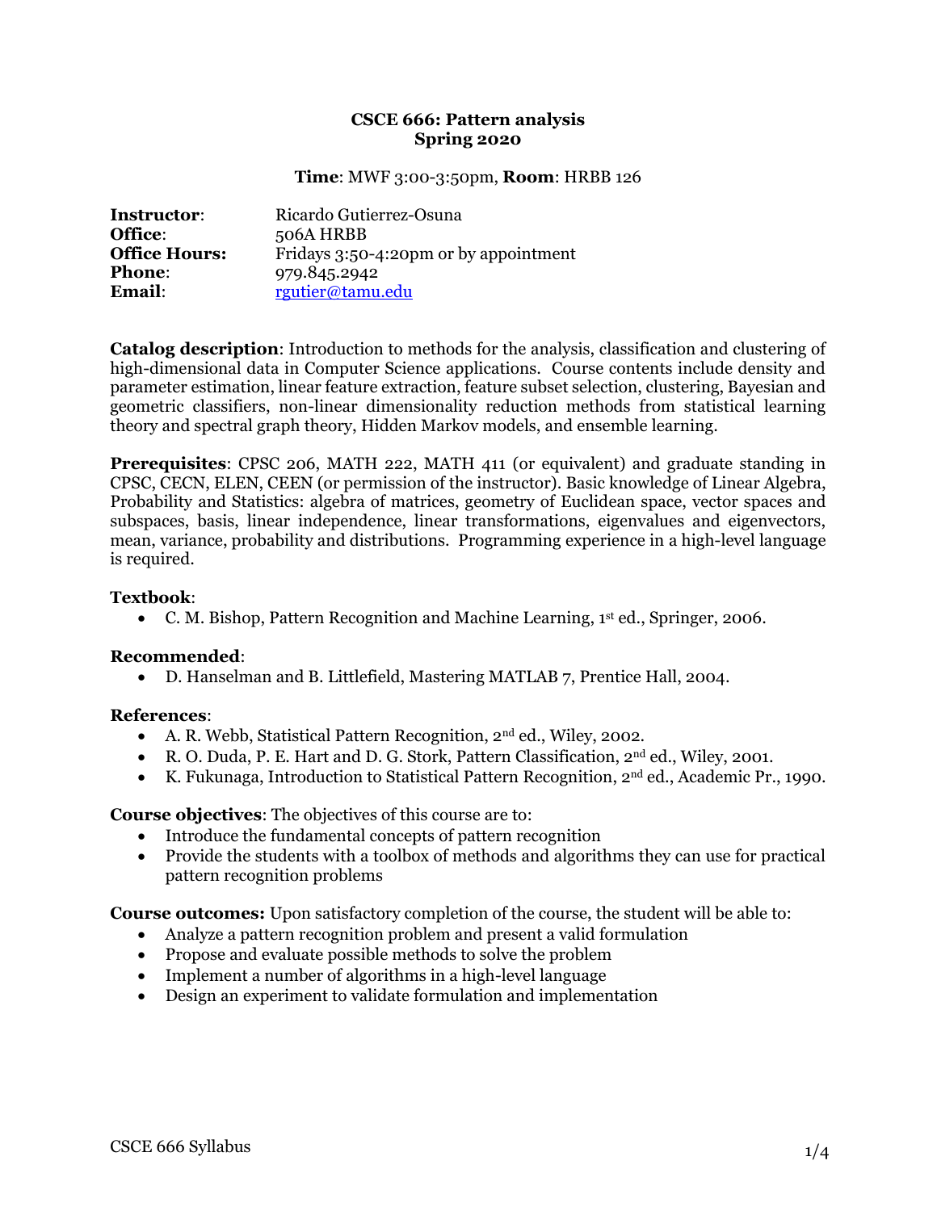# CSCE 666: Pattern analysis
## Spring 2020

**Time**: MWF 3:00-3:50pm, **Room**: HRBB 126

| | |
|---|---|
| **Instructor**: | Ricardo Gutierrez-Osuna |
| **Office**: | 506A HRBB |
| **Office Hours:** | Fridays 3:50-4:20pm or by appointment |
| **Phone**: | 979.845.2942 |
| **Email**: | rgutier@tamu.edu |

**Catalog description**: Introduction to methods for the analysis, classification and clustering of high-dimensional data in Computer Science applications. Course contents include density and parameter estimation, linear feature extraction, feature subset selection, clustering, Bayesian and geometric classifiers, non-linear dimensionality reduction methods from statistical learning theory and spectral graph theory, Hidden Markov models, and ensemble learning.

**Prerequisites**: CPSC 206, MATH 222, MATH 411 (or equivalent) and graduate standing in CPSC, CECN, ELEN, CEEN (or permission of the instructor). Basic knowledge of Linear Algebra, Probability and Statistics: algebra of matrices, geometry of Euclidean space, vector spaces and subspaces, basis, linear independence, linear transformations, eigenvalues and eigenvectors, mean, variance, probability and distributions. Programming experience in a high-level language is required.

**Textbook**:

- C. M. Bishop, Pattern Recognition and Machine Learning, 1st ed., Springer, 2006.

**Recommended**:

- D. Hanselman and B. Littlefield, Mastering MATLAB 7, Prentice Hall, 2004.

**References**:

- A. R. Webb, Statistical Pattern Recognition, 2nd ed., Wiley, 2002.
- R. O. Duda, P. E. Hart and D. G. Stork, Pattern Classification, 2nd ed., Wiley, 2001.
- K. Fukunaga, Introduction to Statistical Pattern Recognition, 2nd ed., Academic Pr., 1990.

**Course objectives**: The objectives of this course are to:

- Introduce the fundamental concepts of pattern recognition
- Provide the students with a toolbox of methods and algorithms they can use for practical pattern recognition problems

**Course outcomes:** Upon satisfactory completion of the course, the student will be able to:

- Analyze a pattern recognition problem and present a valid formulation
- Propose and evaluate possible methods to solve the problem
- Implement a number of algorithms in a high-level language
- Design an experiment to validate formulation and implementation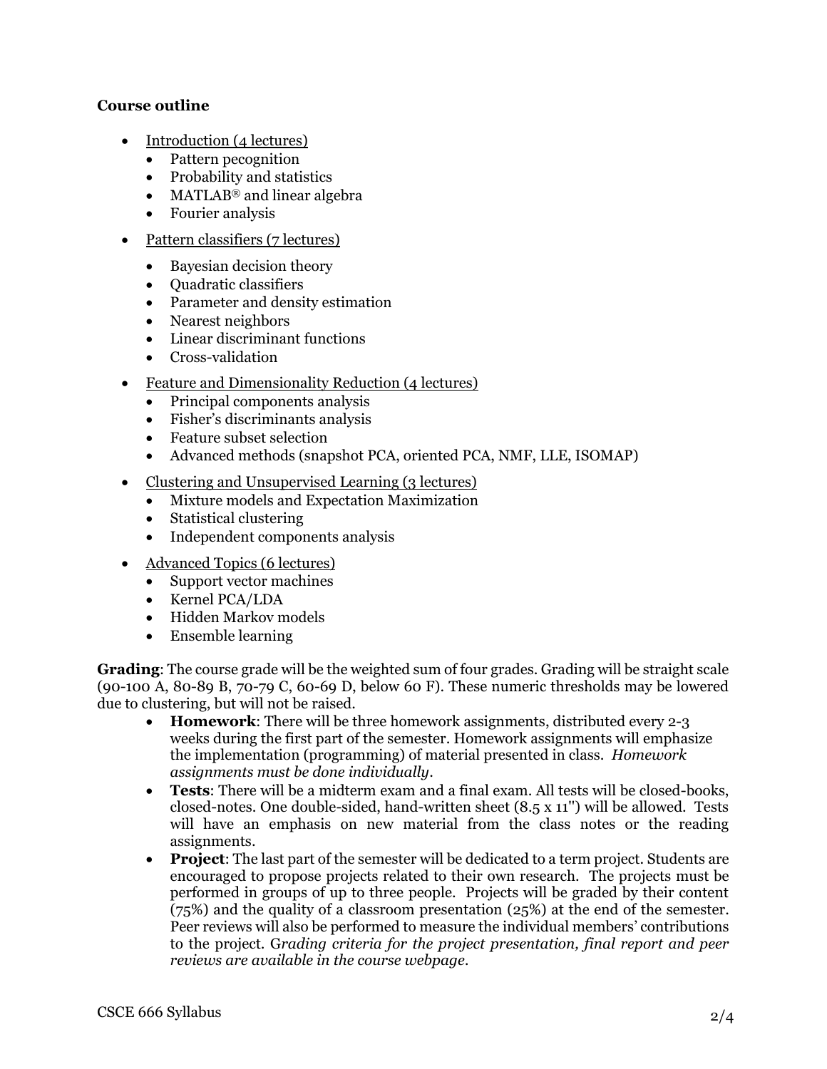**Course outline**

- Introduction (4 lectures)
  - Pattern pecognition
  - Probability and statistics
  - MATLAB® and linear algebra
  - Fourier analysis
- Pattern classifiers (7 lectures)
  - Bayesian decision theory
  - Quadratic classifiers
  - Parameter and density estimation
  - Nearest neighbors
  - Linear discriminant functions
  - Cross-validation
- Feature and Dimensionality Reduction (4 lectures)
  - Principal components analysis
  - Fisher's discriminants analysis
  - Feature subset selection
  - Advanced methods (snapshot PCA, oriented PCA, NMF, LLE, ISOMAP)
- Clustering and Unsupervised Learning (3 lectures)
  - Mixture models and Expectation Maximization
  - Statistical clustering
  - Independent components analysis
- Advanced Topics (6 lectures)
  - Support vector machines
  - Kernel PCA/LDA
  - Hidden Markov models
  - Ensemble learning

**Grading**: The course grade will be the weighted sum of four grades. Grading will be straight scale (90-100 A, 80-89 B, 70-79 C, 60-69 D, below 60 F). These numeric thresholds may be lowered due to clustering, but will not be raised.

- **Homework**: There will be three homework assignments, distributed every 2-3 weeks during the first part of the semester. Homework assignments will emphasize the implementation (programming) of material presented in class. *Homework assignments must be done individually*.
- **Tests**: There will be a midterm exam and a final exam. All tests will be closed-books, closed-notes. One double-sided, hand-written sheet (8.5 x 11'') will be allowed. Tests will have an emphasis on new material from the class notes or the reading assignments.
- **Project**: The last part of the semester will be dedicated to a term project. Students are encouraged to propose projects related to their own research. The projects must be performed in groups of up to three people. Projects will be graded by their content (75%) and the quality of a classroom presentation (25%) at the end of the semester. Peer reviews will also be performed to measure the individual members' contributions to the project. G*rading criteria for the project presentation, final report and peer reviews are available in the course webpage*.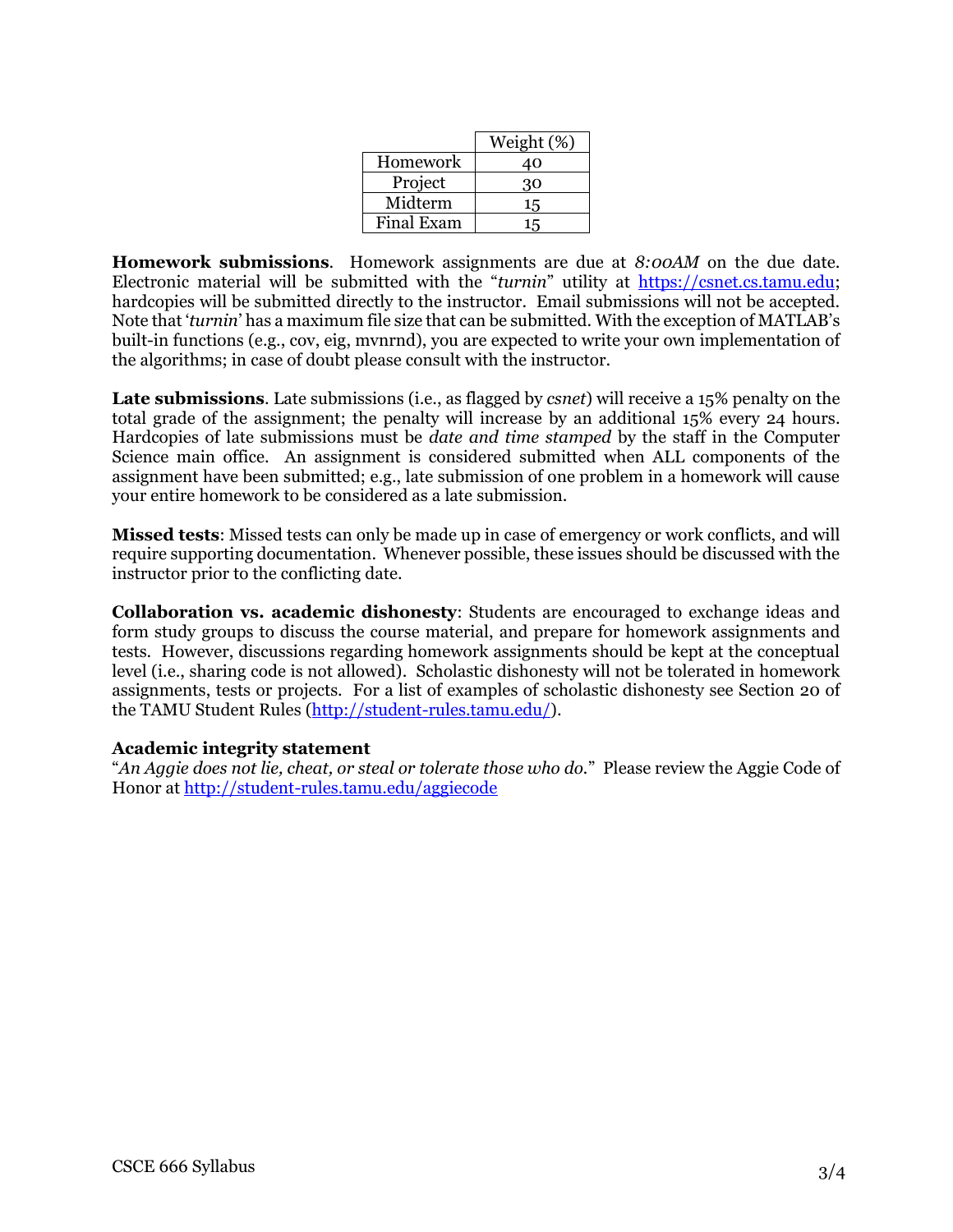| | Weight (%) |
|---|---|
| Homework | 40 |
| Project | 30 |
| Midterm | 15 |
| Final Exam | 15 |

**Homework submissions**. Homework assignments are due at *8:00AM* on the due date. Electronic material will be submitted with the "*turnin*" utility at https://csnet.cs.tamu.edu; hardcopies will be submitted directly to the instructor. Email submissions will not be accepted. Note that '*turnin*' has a maximum file size that can be submitted. With the exception of MATLAB's built-in functions (e.g., cov, eig, mvnrnd), you are expected to write your own implementation of the algorithms; in case of doubt please consult with the instructor.

**Late submissions**. Late submissions (i.e., as flagged by *csnet*) will receive a 15% penalty on the total grade of the assignment; the penalty will increase by an additional 15% every 24 hours. Hardcopies of late submissions must be *date and time stamped* by the staff in the Computer Science main office. An assignment is considered submitted when ALL components of the assignment have been submitted; e.g., late submission of one problem in a homework will cause your entire homework to be considered as a late submission.

**Missed tests**: Missed tests can only be made up in case of emergency or work conflicts, and will require supporting documentation. Whenever possible, these issues should be discussed with the instructor prior to the conflicting date.

**Collaboration vs. academic dishonesty**: Students are encouraged to exchange ideas and form study groups to discuss the course material, and prepare for homework assignments and tests. However, discussions regarding homework assignments should be kept at the conceptual level (i.e., sharing code is not allowed). Scholastic dishonesty will not be tolerated in homework assignments, tests or projects. For a list of examples of scholastic dishonesty see Section 20 of the TAMU Student Rules (http://student-rules.tamu.edu/).

**Academic integrity statement**

"*An Aggie does not lie, cheat, or steal or tolerate those who do.*" Please review the Aggie Code of Honor at http://student-rules.tamu.edu/aggiecode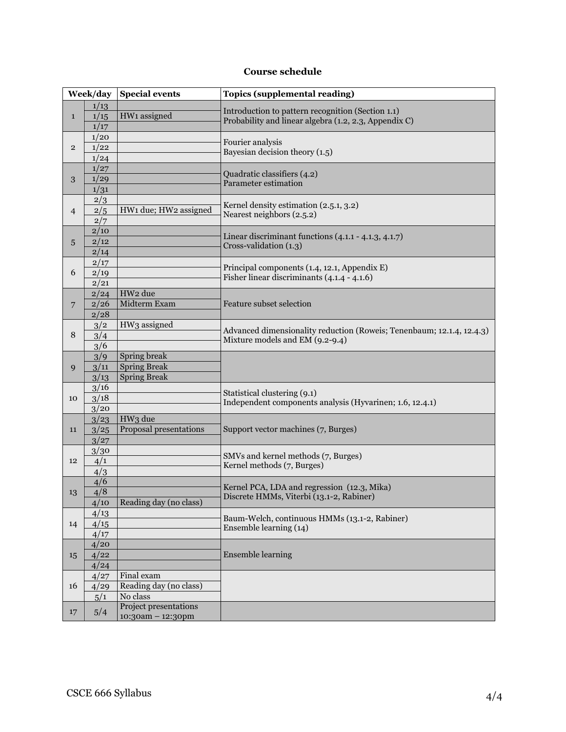## Course schedule

| Week/day | | Special events | Topics (supplemental reading) |
|---|---|---|---|
| 1 | 1/13 | | Introduction to pattern recognition (Section 1.1)<br>Probability and linear algebra (1.2, 2.3, Appendix C) |
| | 1/15 | HW1 assigned | |
| | 1/17 | | |
| 2 | 1/20 | | Fourier analysis<br>Bayesian decision theory (1.5) |
| | 1/22 | | |
| | 1/24 | | |
| 3 | 1/27 | | Quadratic classifiers (4.2)<br>Parameter estimation |
| | 1/29 | | |
| | 1/31 | | |
| 4 | 2/3 | | Kernel density estimation (2.5.1, 3.2)<br>Nearest neighbors (2.5.2) |
| | 2/5 | HW1 due; HW2 assigned | |
| | 2/7 | | |
| 5 | 2/10 | | Linear discriminant functions (4.1.1 - 4.1.3, 4.1.7)<br>Cross-validation (1.3) |
| | 2/12 | | |
| | 2/14 | | |
| 6 | 2/17 | | Principal components (1.4, 12.1, Appendix E)<br>Fisher linear discriminants (4.1.4 - 4.1.6) |
| | 2/19 | | |
| | 2/21 | | |
| 7 | 2/24 | HW2 due | Feature subset selection |
| | 2/26 | Midterm Exam | |
| | 2/28 | | |
| 8 | 3/2 | HW3 assigned | Advanced dimensionality reduction (Roweis; Tenenbaum; 12.1.4, 12.4.3)<br>Mixture models and EM (9.2-9.4) |
| | 3/4 | | |
| | 3/6 | | |
| 9 | 3/9 | Spring break | |
| | 3/11 | Spring Break | |
| | 3/13 | Spring Break | |
| 10 | 3/16 | | Statistical clustering (9.1)<br>Independent components analysis (Hyvarinen; 1.6, 12.4.1) |
| | 3/18 | | |
| | 3/20 | | |
| 11 | 3/23 | HW3 due | Support vector machines (7, Burges) |
| | 3/25 | Proposal presentations | |
| | 3/27 | | |
| 12 | 3/30 | | SMVs and kernel methods (7, Burges)<br>Kernel methods (7, Burges) |
| | 4/1 | | |
| | 4/3 | | |
| 13 | 4/6 | | Kernel PCA, LDA and regression (12.3, Mika)<br>Discrete HMMs, Viterbi (13.1-2, Rabiner) |
| | 4/8 | | |
| | 4/10 | Reading day (no class) | |
| 14 | 4/13 | | Baum-Welch, continuous HMMs (13.1-2, Rabiner)<br>Ensemble learning (14) |
| | 4/15 | | |
| | 4/17 | | |
| 15 | 4/20 | | Ensemble learning |
| | 4/22 | | |
| | 4/24 | | |
| 16 | 4/27 | Final exam | |
| | 4/29 | Reading day (no class) | |
| | 5/1 | No class | |
| 17 | 5/4 | Project presentations 10:30am – 12:30pm | |